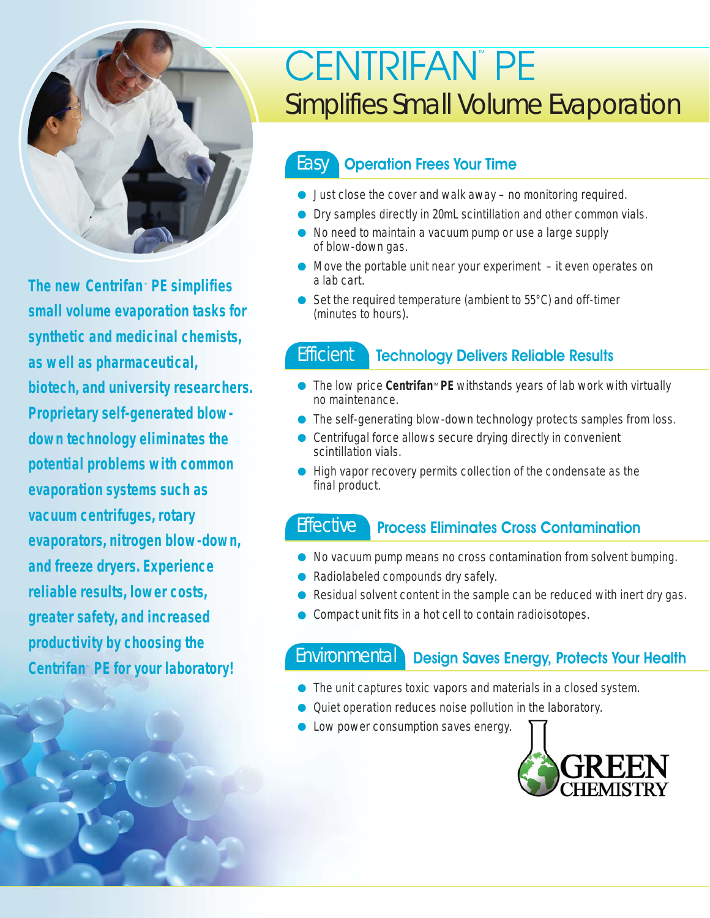# CENTRIFAN™ PE

## Simplifies Small Volume Evaporation

**The new Centrifan™ PE simplifies small volume evaporation tasks for synthetic and medicinal chemists, as well as pharmaceutical, biotech, and university researchers. Proprietary self-generated blow-down technology eliminates the potential problems with common evaporation systems such as vacuum centrifuges, rotary evaporators, nitrogen blow-down, and freeze dryers. Experience reliable results, lower costs, greater safety, and increased productivity by choosing the Centrifan™ PE for your laboratory!**

### Easy — Operation Frees Your Time

- Just close the cover and walk away – no monitoring required.
- Dry samples directly in 20mL scintillation and other common vials.
- No need to maintain a vacuum pump or use a large supply of blow-down gas.
- Move the portable unit near your experiment – it even operates on a lab cart.
- Set the required temperature (ambient to 55°C) and off-timer (minutes to hours).

### Efficient — Technology Delivers Reliable Results

- The low price **Centrifan™ PE** withstands years of lab work with virtually no maintenance.
- The self-generating blow-down technology protects samples from loss.
- Centrifugal force allows secure drying directly in convenient scintillation vials.
- High vapor recovery permits collection of the condensate as the final product.

### Effective — Process Eliminates Cross Contamination

- No vacuum pump means no cross contamination from solvent bumping.
- Radiolabeled compounds dry safely.
- Residual solvent content in the sample can be reduced with inert dry gas.
- Compact unit fits in a hot cell to contain radioisotopes.

### Environmental — Design Saves Energy, Protects Your Health

- The unit captures toxic vapors and materials in a closed system.
- Quiet operation reduces noise pollution in the laboratory.
- Low power consumption saves energy.

GREEN CHEMISTRY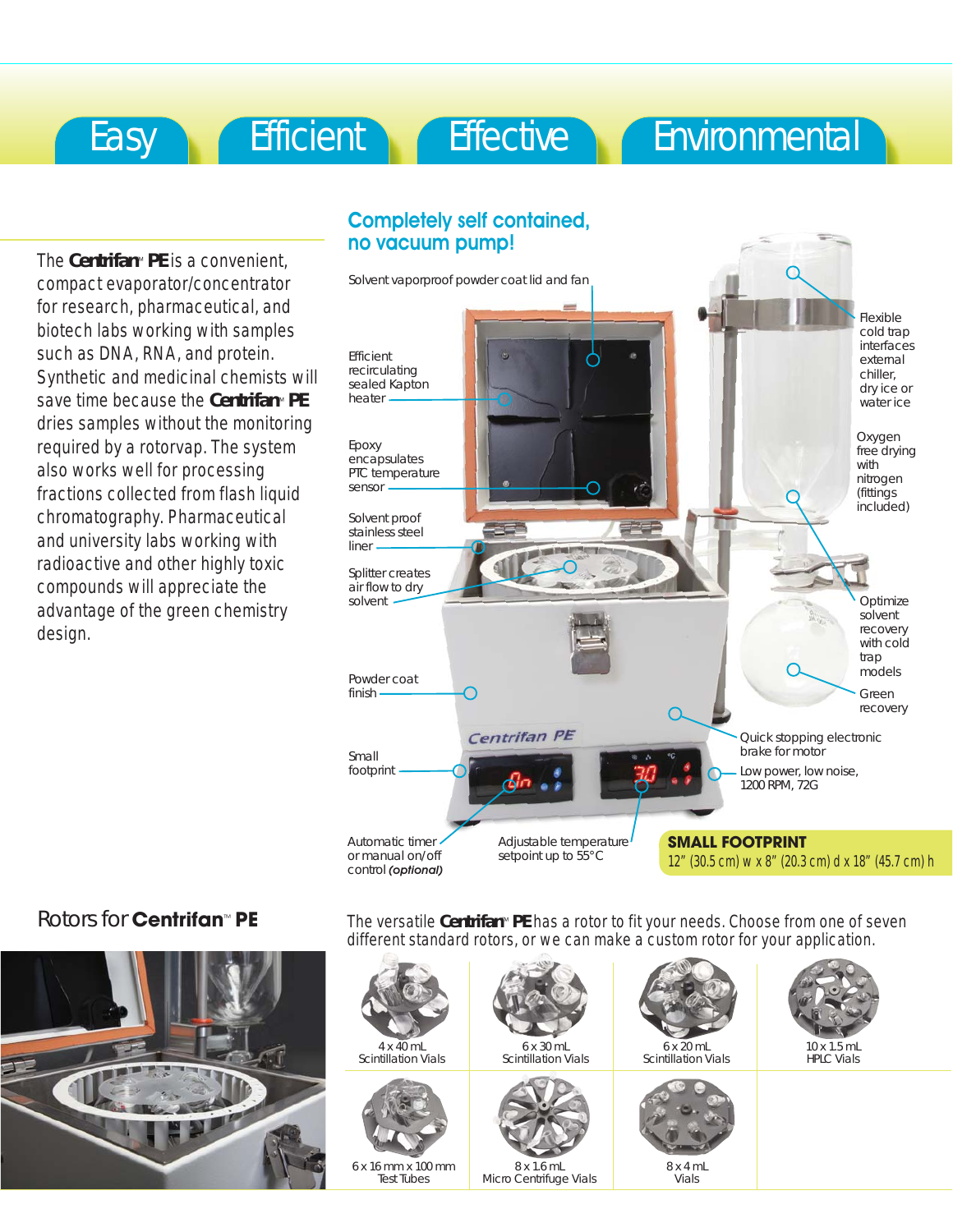Easy | Efficient | Effective | Environmental

The **Centrifan™ PE** is a convenient, compact evaporator/concentrator for research, pharmaceutical, and biotech labs working with samples such as DNA, RNA, and protein. Synthetic and medicinal chemists will save time because the **Centrifan™ PE** dries samples without the monitoring required by a rotorvap. The system also works well for processing fractions collected from flash liquid chromatography. Pharmaceutical and university labs working with radioactive and other highly toxic compounds will appreciate the advantage of the green chemistry design.

## Completely self contained, no vacuum pump!

- Solvent vaporproof powder coat lid and fan
- Efficient recirculating sealed Kapton heater
- Epoxy encapsulates PTC temperature sensor
- Solvent proof stainless steel liner
- Splitter creates air flow to dry solvent
- Powder coat finish
- Small footprint
- Automatic timer or manual on/off control *(optional)*
- Adjustable temperature setpoint up to 55°C
- Flexible cold trap interfaces external chiller, dry ice or water ice
- Oxygen free drying with nitrogen (fittings included)
- Optimize solvent recovery with cold trap models
- Green recovery
- Quick stopping electronic brake for motor
- Low power, low noise, 1200 RPM, 72G

**SMALL FOOTPRINT**
12" (30.5 cm) w x 8" (20.3 cm) d x 18" (45.7 cm) h

## Rotors for **Centrifan™ PE**

The versatile **Centrifan™ PE** has a rotor to fit your needs. Choose from one of seven different standard rotors, or we can make a custom rotor for your application.

- 4 x 40 mL Scintillation Vials
- 6 x 30 mL Scintillation Vials
- 6 x 20 mL Scintillation Vials
- 10 x 1.5 mL HPLC Vials
- 6 x 16 mm x 100 mm Test Tubes
- 8 x 1.6 mL Micro Centrifuge Vials
- 8 x 4 mL Vials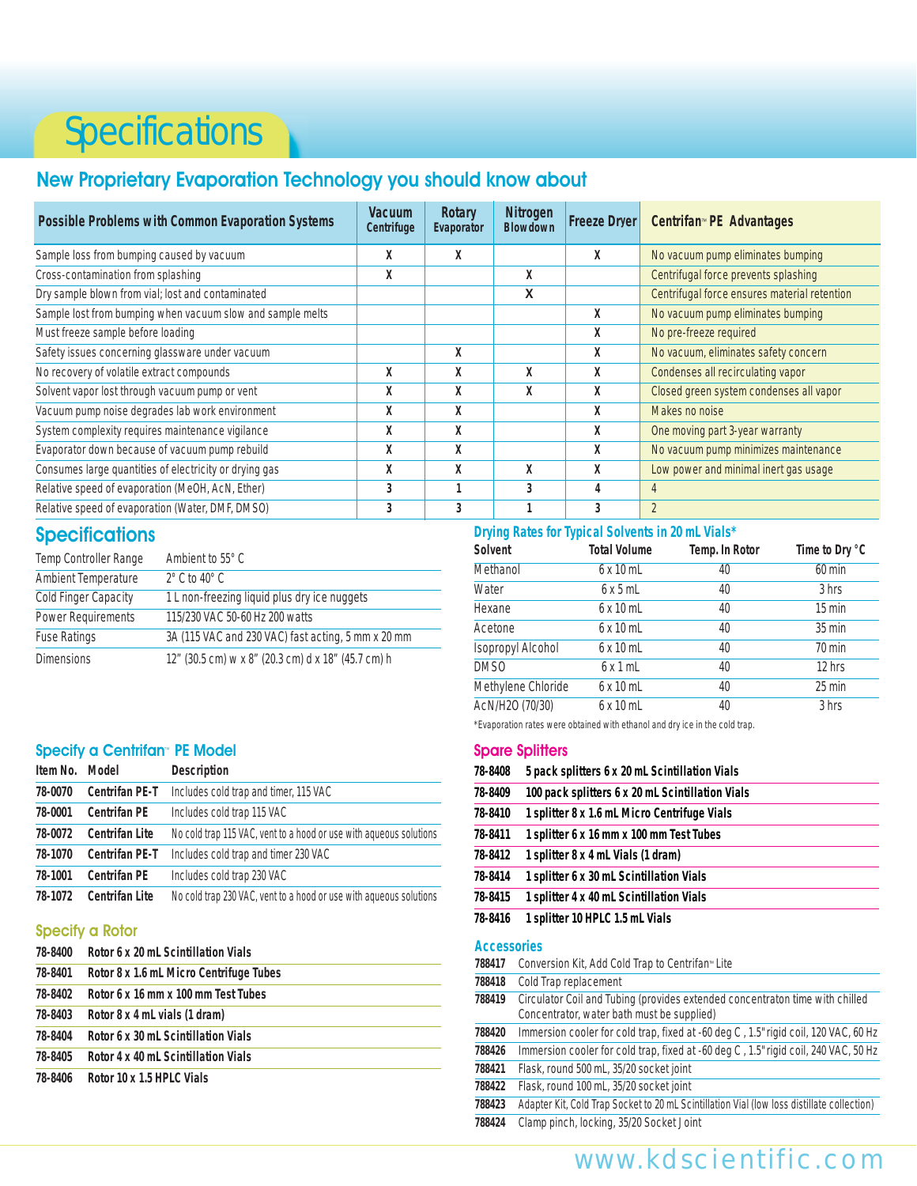# Specifications

## New Proprietary Evaporation Technology you should know about

| Possible Problems with Common Evaporation Systems | Vacuum Centrifuge | Rotary Evaporator | Nitrogen Blowdown | Freeze Dryer | Centrifan™ PE Advantages |
|---|---|---|---|---|---|
| Sample loss from bumping caused by vacuum | X | X | | X | No vacuum pump eliminates bumping |
| Cross-contamination from splashing | X | | X | | Centrifugal force prevents splashing |
| Dry sample blown from vial; lost and contaminated | | | X | | Centrifugal force ensures material retention |
| Sample lost from bumping when vacuum slow and sample melts | | | | X | No vacuum pump eliminates bumping |
| Must freeze sample before loading | | | | X | No pre-freeze required |
| Safety issues concerning glassware under vacuum | | X | | X | No vacuum, eliminates safety concern |
| No recovery of volatile extract compounds | X | X | X | X | Condenses all recirculating vapor |
| Solvent vapor lost through vacuum pump or vent | X | X | X | X | Closed green system condenses all vapor |
| Vacuum pump noise degrades lab work environment | X | X | | X | Makes no noise |
| System complexity requires maintenance vigilance | X | X | | X | One moving part 3-year warranty |
| Evaporator down because of vacuum pump rebuild | X | X | | X | No vacuum pump minimizes maintenance |
| Consumes large quantities of electricity or drying gas | X | X | X | X | Low power and minimal inert gas usage |
| Relative speed of evaporation (MeOH, AcN, Ether) | 3 | 1 | 3 | 4 | 4 |
| Relative speed of evaporation (Water, DMF, DMSO) | 3 | 3 | 1 | 3 | 2 |

## Specifications

| | |
|---|---|
| Temp Controller Range | Ambient to 55° C |
| Ambient Temperature | 2° C to 40° C |
| Cold Finger Capacity | 1 L non-freezing liquid plus dry ice nuggets |
| Power Requirements | 115/230 VAC 50-60 Hz 200 watts |
| Fuse Ratings | 3A (115 VAC and 230 VAC) fast acting, 5 mm x 20 mm |
| Dimensions | 12" (30.5 cm) w x 8" (20.3 cm) d x 18" (45.7 cm) h |

## Drying Rates for Typical Solvents in 20 mL Vials*

| Solvent | Total Volume | Temp. In Rotor | Time to Dry °C |
|---|---|---|---|
| Methanol | 6 x 10 mL | 40 | 60 min |
| Water | 6 x 5 mL | 40 | 3 hrs |
| Hexane | 6 x 10 mL | 40 | 15 min |
| Acetone | 6 x 10 mL | 40 | 35 min |
| Isopropyl Alcohol | 6 x 10 mL | 40 | 70 min |
| DMSO | 6 x 1 mL | 40 | 12 hrs |
| Methylene Chloride | 6 x 10 mL | 40 | 25 min |
| AcN/H2O (70/30) | 6 x 10 mL | 40 | 3 hrs |

*Evaporation rates were obtained with ethanol and dry ice in the cold trap.

## Specify a Centrifan™ PE Model

| Item No. | Model | Description |
|---|---|---|
| 78-0070 | Centrifan PE-T | Includes cold trap and timer, 115 VAC |
| 78-0001 | Centrifan PE | Includes cold trap 115 VAC |
| 78-0072 | Centrifan Lite | No cold trap 115 VAC, vent to a hood or use with aqueous solutions |
| 78-1070 | Centrifan PE-T | Includes cold trap and timer 230 VAC |
| 78-1001 | Centrifan PE | Includes cold trap 230 VAC |
| 78-1072 | Centrifan Lite | No cold trap 230 VAC, vent to a hood or use with aqueous solutions |

## Specify a Rotor

| | |
|---|---|
| 78-8400 | Rotor 6 x 20 mL Scintillation Vials |
| 78-8401 | Rotor 8 x 1.6 mL Micro Centrifuge Tubes |
| 78-8402 | Rotor 6 x 16 mm x 100 mm Test Tubes |
| 78-8403 | Rotor 8 x 4 mL vials (1 dram) |
| 78-8404 | Rotor 6 x 30 mL Scintillation Vials |
| 78-8405 | Rotor 4 x 40 mL Scintillation Vials |
| 78-8406 | Rotor 10 x 1.5 HPLC Vials |

## Spare Splitters

| | |
|---|---|
| 78-8408 | 5 pack splitters 6 x 20 mL Scintillation Vials |
| 78-8409 | 100 pack splitters 6 x 20 mL Scintillation Vials |
| 78-8410 | 1 splitter 8 x 1.6 mL Micro Centrifuge Vials |
| 78-8411 | 1 splitter 6 x 16 mm x 100 mm Test Tubes |
| 78-8412 | 1 splitter 8 x 4 mL Vials (1 dram) |
| 78-8414 | 1 splitter 6 x 30 mL Scintillation Vials |
| 78-8415 | 1 splitter 4 x 40 mL Scintillation Vials |
| 78-8416 | 1 splitter 10 HPLC 1.5 mL Vials |

## Accessories

| | |
|---|---|
| 788417 | Conversion Kit, Add Cold Trap to Centrifan™ Lite |
| 788418 | Cold Trap replacement |
| 788419 | Circulator Coil and Tubing (provides extended concentraton time with chilled Concentrator, water bath must be supplied) |
| 788420 | Immersion cooler for cold trap, fixed at -60 deg C , 1.5" rigid coil, 120 VAC, 60 Hz |
| 788426 | Immersion cooler for cold trap, fixed at -60 deg C , 1.5" rigid coil, 240 VAC, 50 Hz |
| 788421 | Flask, round 500 mL, 35/20 socket joint |
| 788422 | Flask, round 100 mL, 35/20 socket joint |
| 788423 | Adapter Kit, Cold Trap Socket to 20 mL Scintillation Vial (low loss distillate collection) |
| 788424 | Clamp pinch, locking, 35/20 Socket Joint |

www.kdscientific.com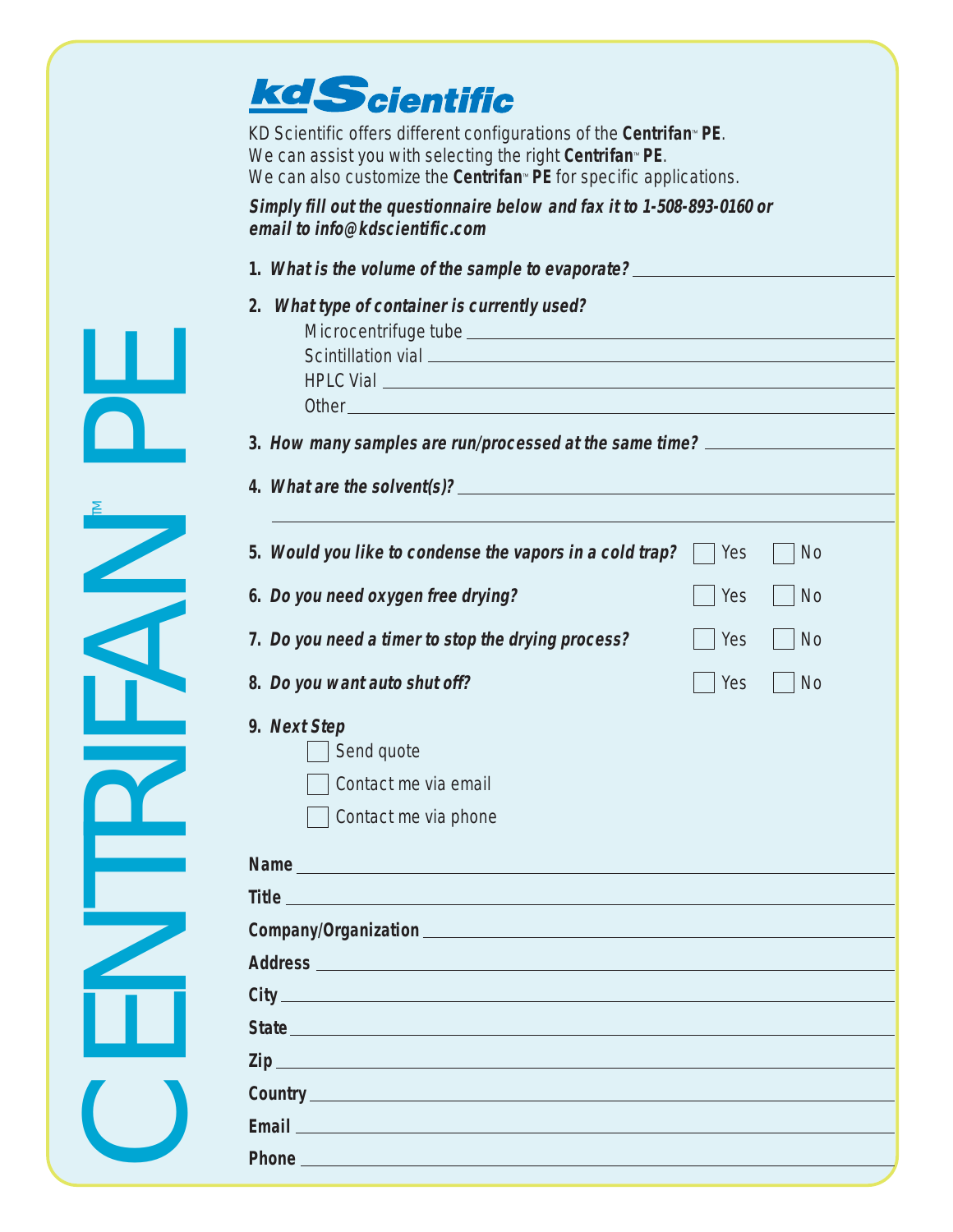# CENTRIFAN™ PE

**kdScientific**

KD Scientific offers different configurations of the **Centrifan™ PE**.
We can assist you with selecting the right **Centrifan™ PE**.
We can also customize the **Centrifan™ PE** for specific applications.

***Simply fill out the questionnaire below and fax it to 1-508-893-0160 or email to info@kdscientific.com***

1. ***What is the volume of the sample to evaporate?*** ______________________

2. ***What type of container is currently used?***
   - Microcentrifuge tube ______________________
   - Scintillation vial ______________________
   - HPLC Vial ______________________
   - Other ______________________

3. ***How many samples are run/processed at the same time?*** ______________________

4. ***What are the solvent(s)?*** ______________________

   ______________________

5. ***Would you like to condense the vapors in a cold trap?*** ☐ Yes ☐ No

6. ***Do you need oxygen free drying?*** ☐ Yes ☐ No

7. ***Do you need a timer to stop the drying process?*** ☐ Yes ☐ No

8. ***Do you want auto shut off?*** ☐ Yes ☐ No

9. ***Next Step***
   - ☐ Send quote
   - ☐ Contact me via email
   - ☐ Contact me via phone

**Name** ______________________

**Title** ______________________

**Company/Organization** ______________________

**Address** ______________________

**City** ______________________

**State** ______________________

**Zip** ______________________

**Country** ______________________

**Email** ______________________

**Phone** ______________________